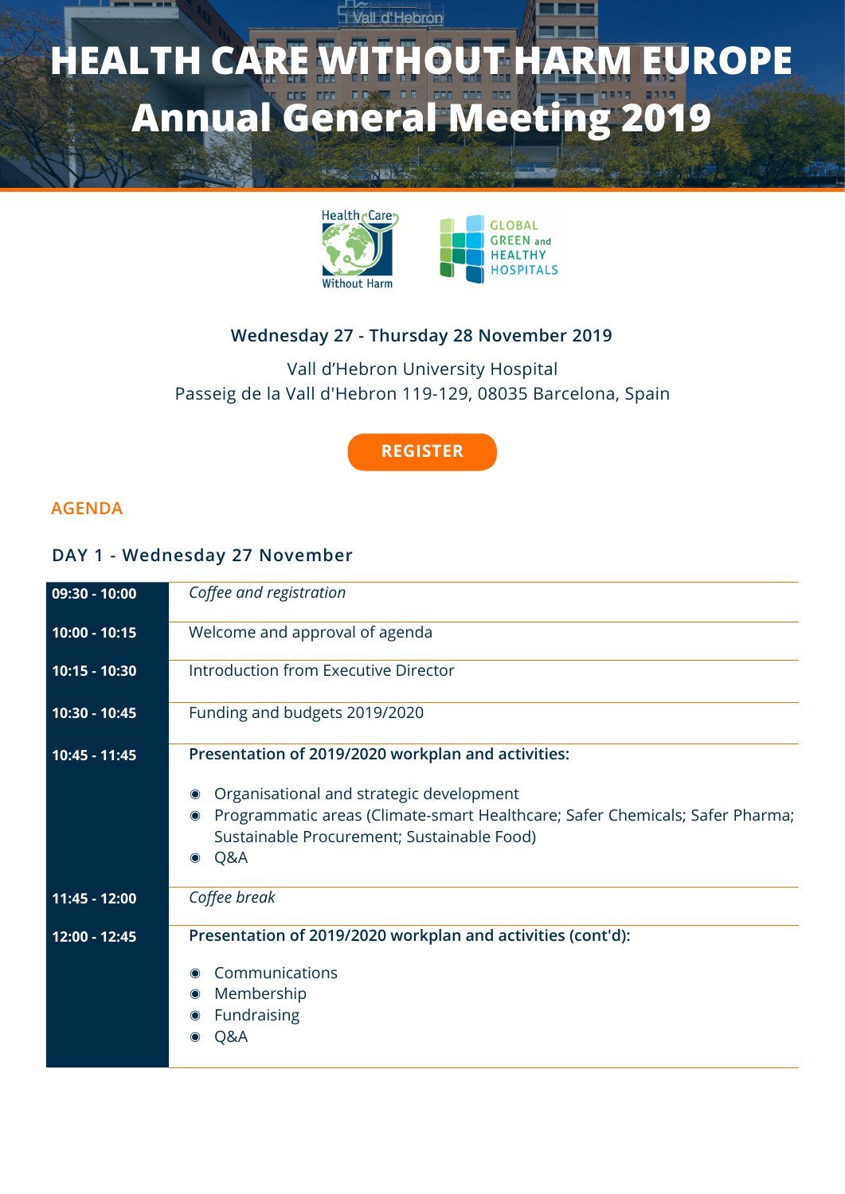# HEALTH CARE WITHOUT HARM EUROPE
# Annual General Meeting 2019

Wednesday 27 - Thursday 28 November 2019

Vall d'Hebron University Hospital
Passeig de la Vall d'Hebron 119-129, 08035 Barcelona, Spain

REGISTER

## AGENDA

### DAY 1 - Wednesday 27 November

| | |
|---|---|
| **09:30 - 10:00** | *Coffee and registration* |
| **10:00 - 10:15** | Welcome and approval of agenda |
| **10:15 - 10:30** | Introduction from Executive Director |
| **10:30 - 10:45** | Funding and budgets 2019/2020 |
| **10:45 - 11:45** | **Presentation of 2019/2020 workplan and activities:**<br>◉ Organisational and strategic development<br>◉ Programmatic areas (Climate-smart Healthcare; Safer Chemicals; Safer Pharma; Sustainable Procurement; Sustainable Food)<br>◉ Q&A |
| **11:45 - 12:00** | *Coffee break* |
| **12:00 - 12:45** | **Presentation of 2019/2020 workplan and activities (cont'd):**<br>◉ Communications<br>◉ Membership<br>◉ Fundraising<br>◉ Q&A |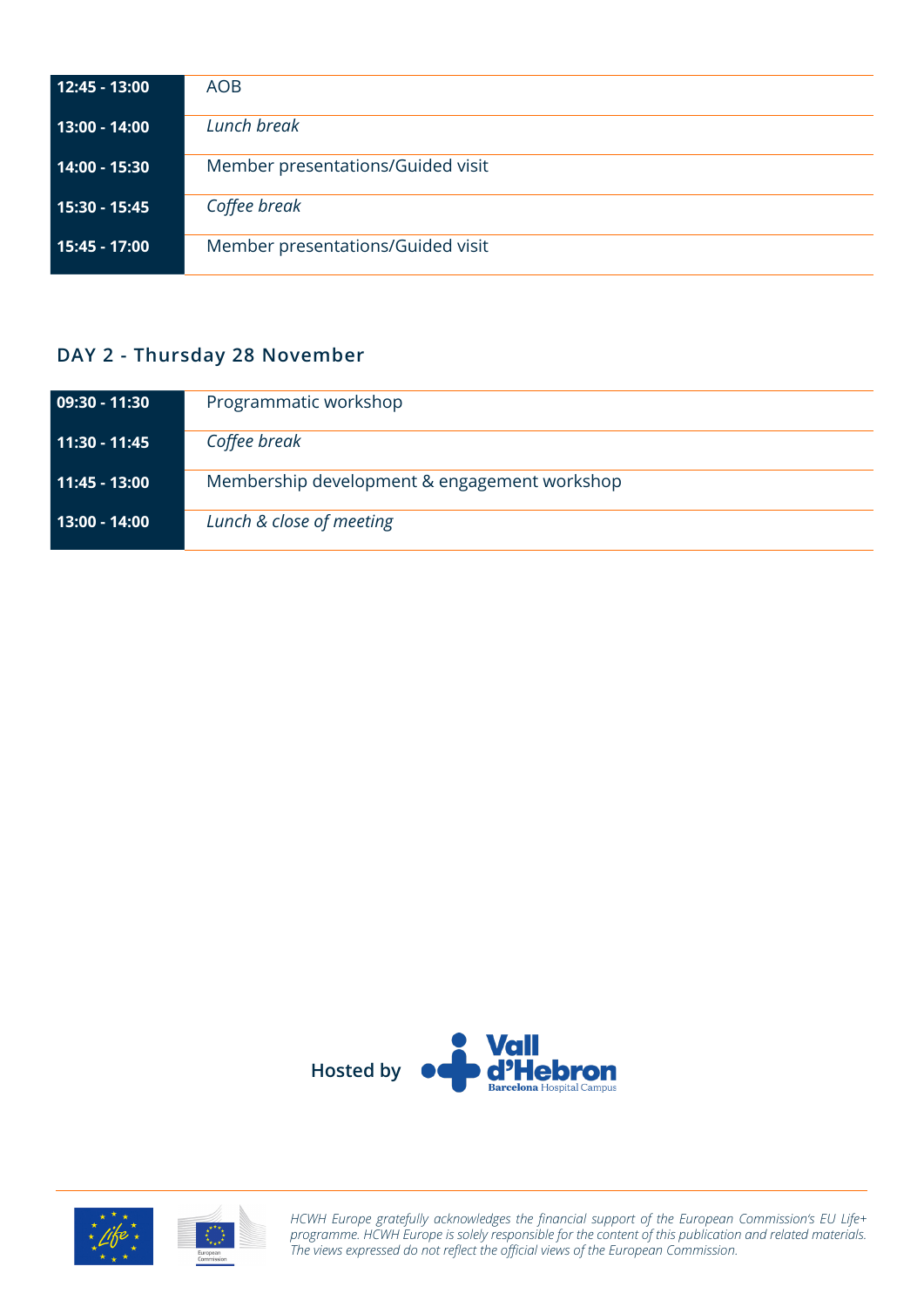| | |
|---|---|
| **12:45 - 13:00** | AOB |
| **13:00 - 14:00** | *Lunch break* |
| **14:00 - 15:30** | Member presentations/Guided visit |
| **15:30 - 15:45** | *Coffee break* |
| **15:45 - 17:00** | Member presentations/Guided visit |

## DAY 2 - Thursday 28 November

| | |
|---|---|
| **09:30 - 11:30** | Programmatic workshop |
| **11:30 - 11:45** | *Coffee break* |
| **11:45 - 13:00** | Membership development & engagement workshop |
| **13:00 - 14:00** | *Lunch & close of meeting* |

Hosted by Vall d'Hebron Barcelona Hospital Campus

*HCWH Europe gratefully acknowledges the financial support of the European Commission's EU Life+ programme. HCWH Europe is solely responsible for the content of this publication and related materials. The views expressed do not reflect the official views of the European Commission.*